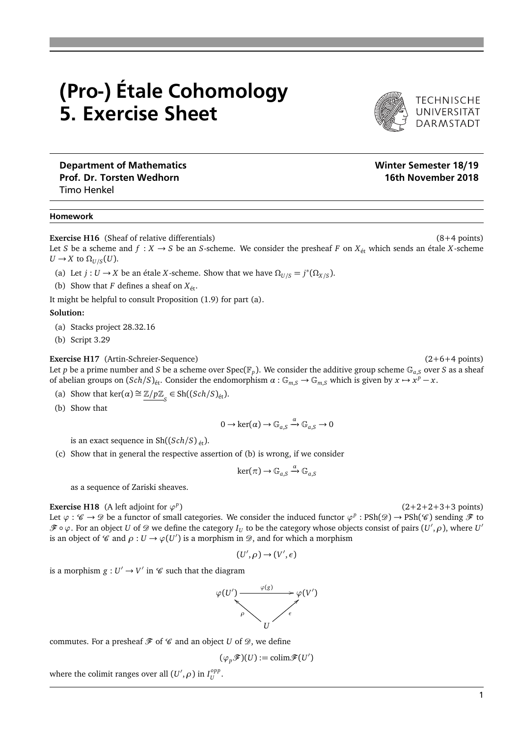# (Pro-) Étale Cohomology
# 5. Exercise Sheet

TECHNISCHE UNIVERSITÄT DARMSTADT

**Department of Mathematics**
**Prof. Dr. Torsten Wedhorn**
Timo Henkel

**Winter Semester 18/19**
**16th November 2018**

---

**Homework**

**Exercise H16** (Sheaf of relative differentials) (8+4 points)
Let $S$ be a scheme and $f : X \to S$ be an $S$-scheme. We consider the presheaf $F$ on $X_{\text{ét}}$ which sends an étale $X$-scheme $U \to X$ to $\Omega_{U/S}(U)$.

(a) Let $j : U \to X$ be an étale $X$-scheme. Show that we have $\Omega_{U/S} = j^*(\Omega_{X/S})$.

(b) Show that $F$ defines a sheaf on $X_{\text{ét}}$.

It might be helpful to consult Proposition (1.9) for part (a).

**Solution:**

(a) Stacks project 28.32.16

(b) Script 3.29

**Exercise H17** (Artin-Schreier-Sequence) (2+6+4 points)
Let $p$ be a prime number and $S$ be a scheme over $\operatorname{Spec}(\mathbb{F}_p)$. We consider the additive group scheme $\mathbb{G}_{a,S}$ over $S$ as a sheaf of abelian groups on $(Sch/S)_{\text{ét}}$. Consider the endomorphism $\alpha : \mathbb{G}_{m,S} \to \mathbb{G}_{m,S}$ which is given by $x \mapsto x^p - x$.

(a) Show that $\ker(\alpha) \cong \underline{\mathbb{Z}/p\mathbb{Z}}_S \in \operatorname{Sh}((Sch/S)_{\text{ét}})$.

(b) Show that

$$0 \to \ker(\alpha) \to \mathbb{G}_{a,S} \xrightarrow{\alpha} \mathbb{G}_{a,S} \to 0$$

is an exact sequence in $\operatorname{Sh}((Sch/S)_{\text{ét}})$.

(c) Show that in general the respective assertion of (b) is wrong, if we consider

$$\ker(\pi) \to \mathbb{G}_{a,S} \xrightarrow{\alpha} \mathbb{G}_{a,S}$$

as a sequence of Zariski sheaves.

**Exercise H18** (A left adjoint for $\varphi^p$) (2+2+2+3+3 points)
Let $\varphi : \mathscr{C} \to \mathscr{D}$ be a functor of small categories. We consider the induced functor $\varphi^p : \operatorname{PSh}(\mathscr{D}) \to \operatorname{PSh}(\mathscr{C})$ sending $\mathscr{F}$ to $\mathscr{F} \circ \varphi$. For an object $U$ of $\mathscr{D}$ we define the category $I_U$ to be the category whose objects consist of pairs $(U', \rho)$, where $U'$ is an object of $\mathscr{C}$ and $\rho : U \to \varphi(U')$ is a morphism in $\mathscr{D}$, and for which a morphism

$$(U', \rho) \to (V', \epsilon)$$

is a morphism $g : U' \to V'$ in $\mathscr{C}$ such that the diagram

$$\begin{array}{ccc} \varphi(U') & \xrightarrow{\varphi(g)} & \varphi(V') \\ & {\scriptstyle\rho}\nwarrow \quad \nearrow{\scriptstyle\epsilon} & \\ & U & \end{array}$$

commutes. For a presheaf $\mathscr{F}$ of $\mathscr{C}$ and an object $U$ of $\mathscr{D}$, we define

$$(\varphi_p \mathscr{F})(U) := \operatorname{colim} \mathscr{F}(U')$$

where the colimit ranges over all $(U', \rho)$ in $I_U^{opp}$.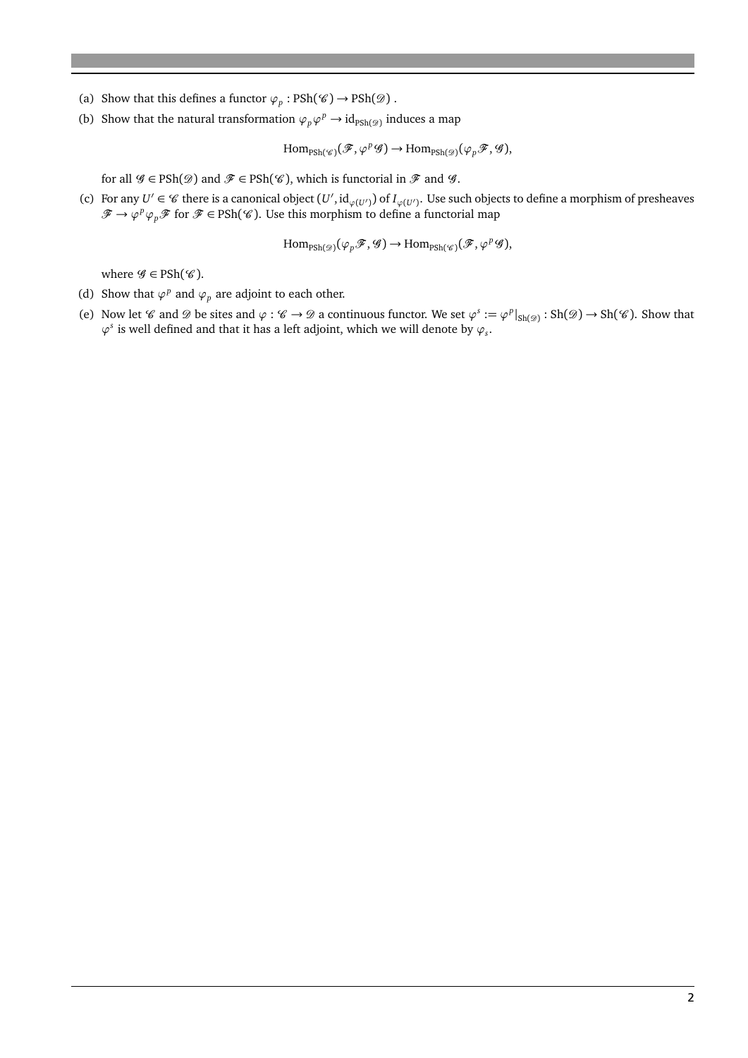(a) Show that this defines a functor $\varphi_p : \mathrm{PSh}(\mathscr{C}) \to \mathrm{PSh}(\mathscr{D})$ .

(b) Show that the natural transformation $\varphi_p \varphi^p \to \mathrm{id}_{\mathrm{PSh}(\mathscr{D})}$ induces a map

$$\mathrm{Hom}_{\mathrm{PSh}(\mathscr{C})}(\mathscr{F}, \varphi^p \mathscr{G}) \to \mathrm{Hom}_{\mathrm{PSh}(\mathscr{D})}(\varphi_p \mathscr{F}, \mathscr{G}),$$

for all $\mathscr{G} \in \mathrm{PSh}(\mathscr{D})$ and $\mathscr{F} \in \mathrm{PSh}(\mathscr{C})$, which is functorial in $\mathscr{F}$ and $\mathscr{G}$.

(c) For any $U' \in \mathscr{C}$ there is a canonical object $(U', \mathrm{id}_{\varphi(U')})$ of $I_{\varphi(U')}$. Use such objects to define a morphism of presheaves $\mathscr{F} \to \varphi^p \varphi_p \mathscr{F}$ for $\mathscr{F} \in \mathrm{PSh}(\mathscr{C})$. Use this morphism to define a functorial map

$$\mathrm{Hom}_{\mathrm{PSh}(\mathscr{D})}(\varphi_p \mathscr{F}, \mathscr{G}) \to \mathrm{Hom}_{\mathrm{PSh}(\mathscr{C})}(\mathscr{F}, \varphi^p \mathscr{G}),$$

where $\mathscr{G} \in \mathrm{PSh}(\mathscr{C})$.

(d) Show that $\varphi^p$ and $\varphi_p$ are adjoint to each other.

(e) Now let $\mathscr{C}$ and $\mathscr{D}$ be sites and $\varphi : \mathscr{C} \to \mathscr{D}$ a continuous functor. We set $\varphi^s := \varphi^p|_{\mathrm{Sh}(\mathscr{D})} : \mathrm{Sh}(\mathscr{D}) \to \mathrm{Sh}(\mathscr{C})$. Show that $\varphi^s$ is well defined and that it has a left adjoint, which we will denote by $\varphi_s$.